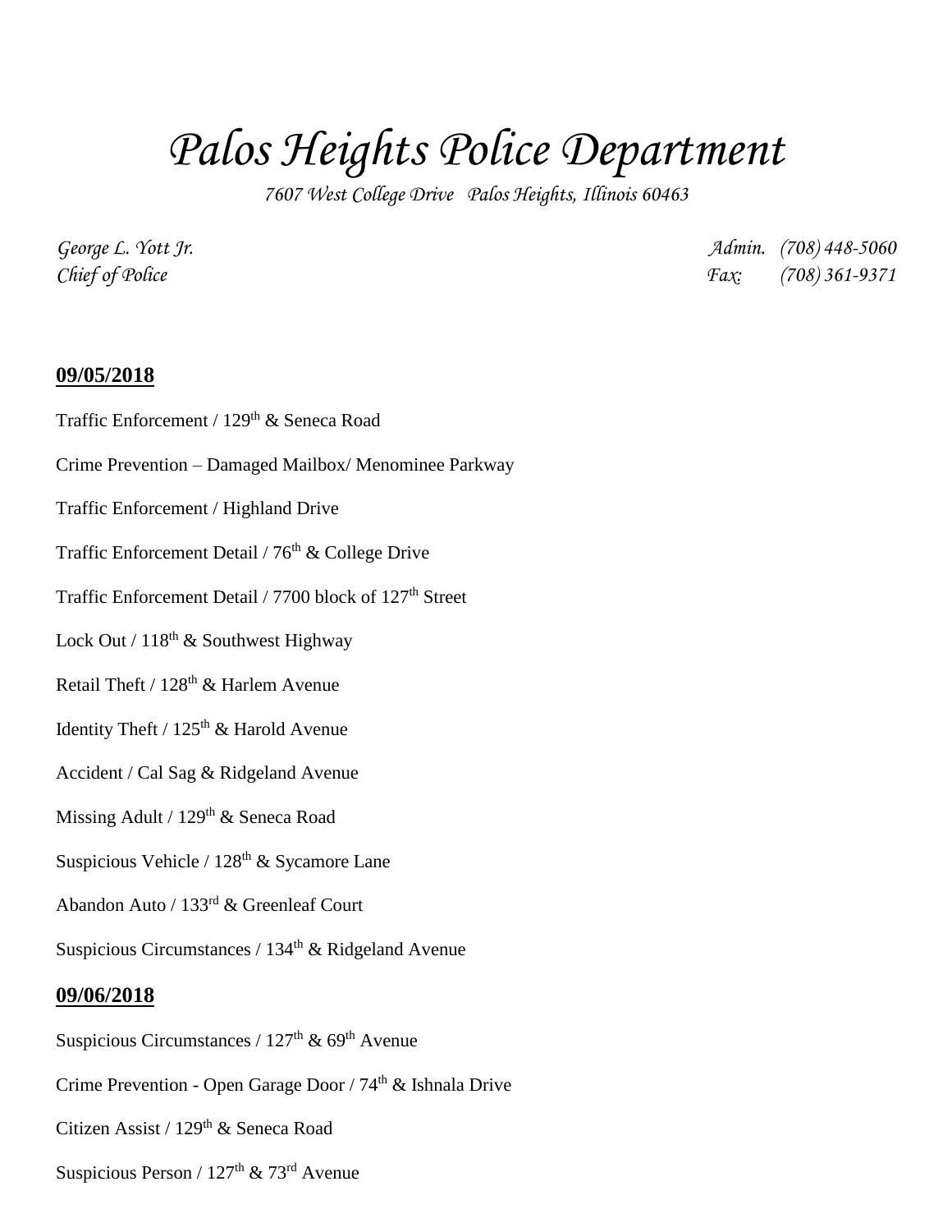# *Palos Heights Police Department*

*7607 West College Drive Palos Heights, Illinois 60463*

*George L. Yott Jr.* *Admin. (708) 448-5060*
*Chief of Police* *Fax: (708) 361-9371*

## 09/05/2018

Traffic Enforcement / 129th & Seneca Road

Crime Prevention – Damaged Mailbox/ Menominee Parkway

Traffic Enforcement / Highland Drive

Traffic Enforcement Detail / 76th & College Drive

Traffic Enforcement Detail / 7700 block of 127th Street

Lock Out / 118th & Southwest Highway

Retail Theft / 128th & Harlem Avenue

Identity Theft / 125th & Harold Avenue

Accident / Cal Sag & Ridgeland Avenue

Missing Adult / 129th & Seneca Road

Suspicious Vehicle / 128th & Sycamore Lane

Abandon Auto / 133rd & Greenleaf Court

Suspicious Circumstances / 134th & Ridgeland Avenue

## 09/06/2018

Suspicious Circumstances / 127th & 69th Avenue

Crime Prevention - Open Garage Door / 74th & Ishnala Drive

Citizen Assist / 129th & Seneca Road

Suspicious Person / 127th & 73rd Avenue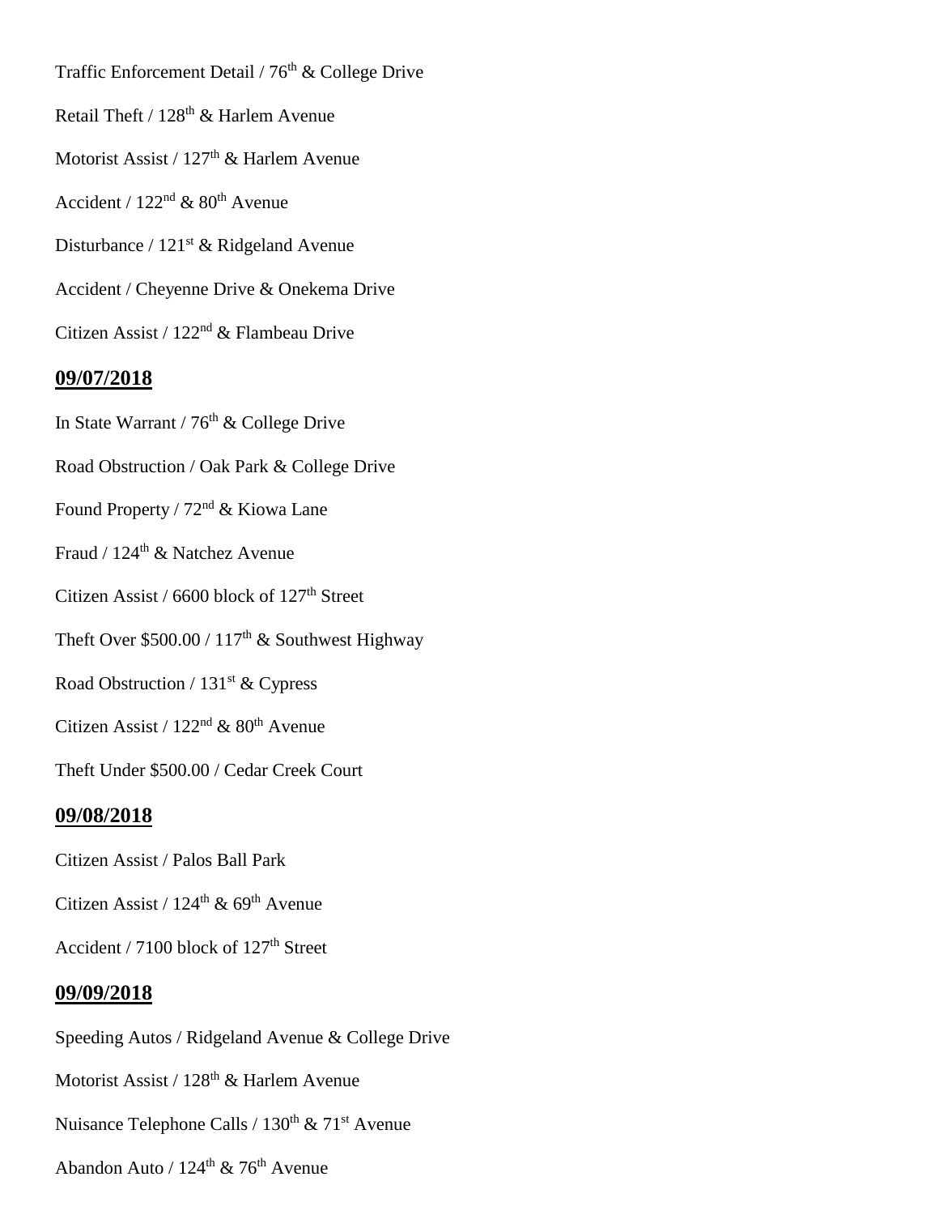Traffic Enforcement Detail / 76th & College Drive

Retail Theft / 128th & Harlem Avenue

Motorist Assist / 127th & Harlem Avenue

Accident / 122nd & 80th Avenue

Disturbance / 121st & Ridgeland Avenue

Accident / Cheyenne Drive & Onekema Drive

Citizen Assist / 122nd & Flambeau Drive

## **09/07/2018**

In State Warrant / 76th & College Drive

Road Obstruction / Oak Park & College Drive

Found Property / 72nd & Kiowa Lane

Fraud / 124th & Natchez Avenue

Citizen Assist / 6600 block of 127th Street

Theft Over $500.00 / 117th & Southwest Highway

Road Obstruction / 131st & Cypress

Citizen Assist / 122nd & 80th Avenue

Theft Under $500.00 / Cedar Creek Court

## **09/08/2018**

Citizen Assist / Palos Ball Park

Citizen Assist / 124th & 69th Avenue

Accident / 7100 block of 127th Street

## **09/09/2018**

Speeding Autos / Ridgeland Avenue & College Drive

Motorist Assist / 128th & Harlem Avenue

Nuisance Telephone Calls / 130th & 71st Avenue

Abandon Auto / 124th & 76th Avenue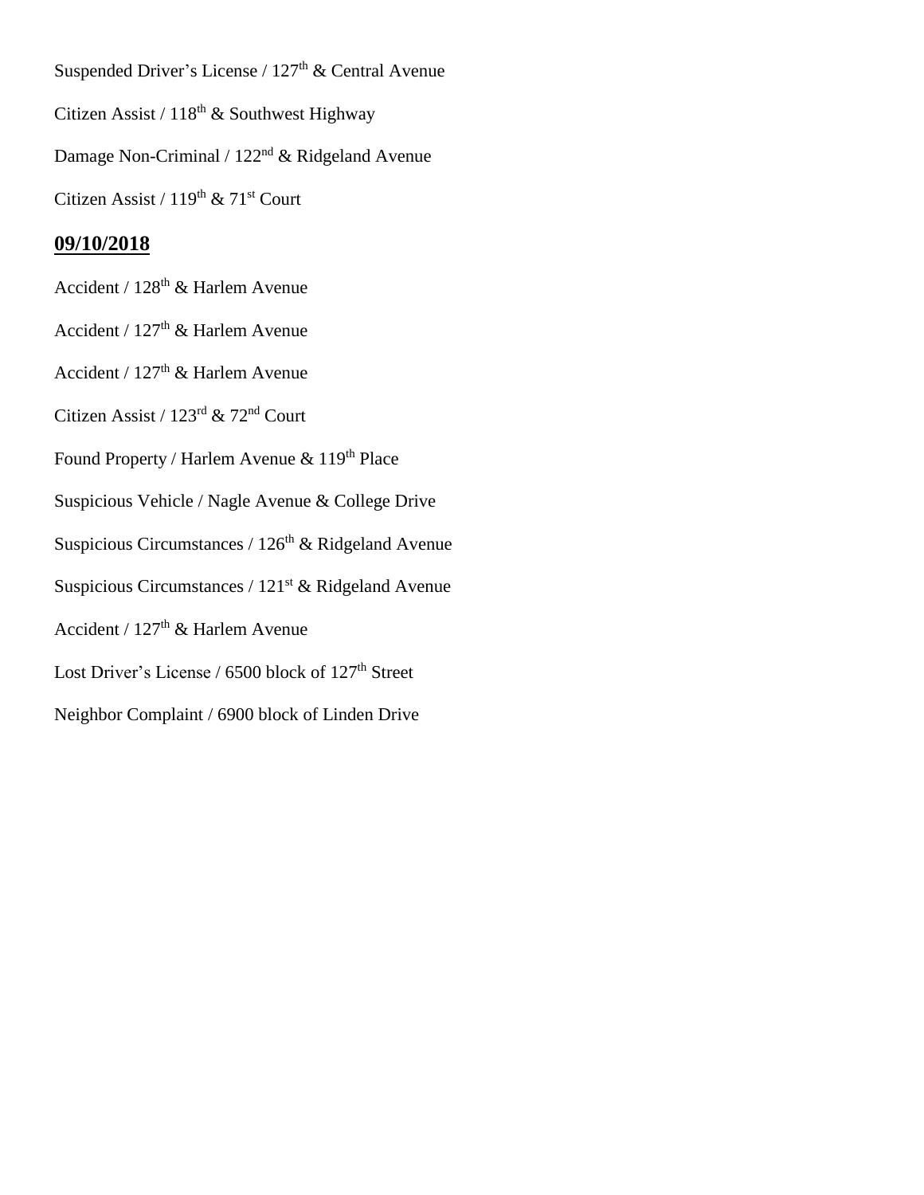Suspended Driver's License / 127th & Central Avenue

Citizen Assist / 118th & Southwest Highway

Damage Non-Criminal / 122nd & Ridgeland Avenue

Citizen Assist / 119th & 71st Court

## 09/10/2018

Accident / 128th & Harlem Avenue

Accident / 127th & Harlem Avenue

Accident / 127th & Harlem Avenue

Citizen Assist / 123rd & 72nd Court

Found Property / Harlem Avenue & 119th Place

Suspicious Vehicle / Nagle Avenue & College Drive

Suspicious Circumstances / 126th & Ridgeland Avenue

Suspicious Circumstances / 121st & Ridgeland Avenue

Accident / 127th & Harlem Avenue

Lost Driver's License / 6500 block of 127th Street

Neighbor Complaint / 6900 block of Linden Drive